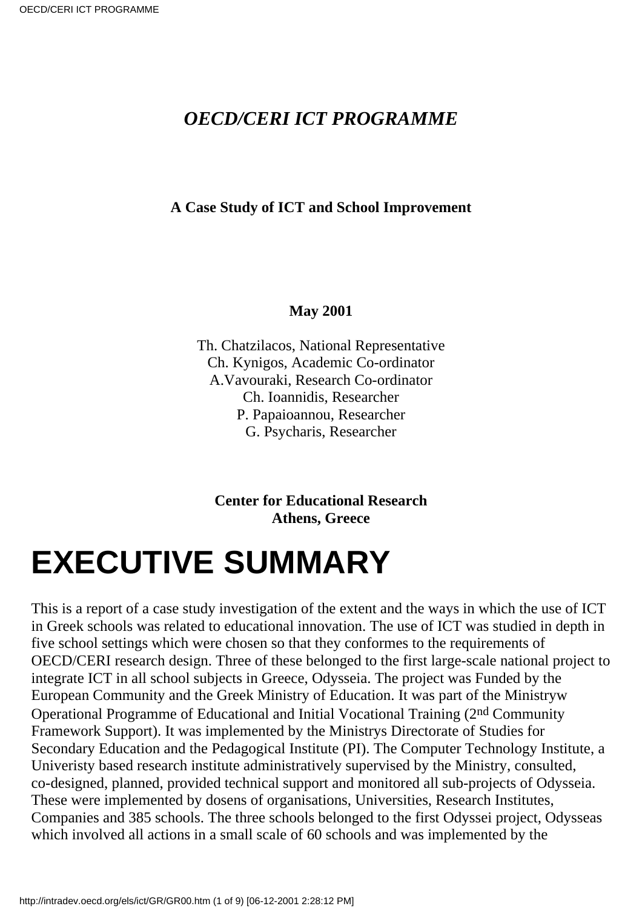*OECD/CERI ICT PROGRAMME*

**A Case Study of ICT and School Improvement**

**May 2001**

Th. Chatzilacos, National Representative
Ch. Kynigos, Academic Co-ordinator
A.Vavouraki, Research Co-ordinator
Ch. Ioannidis, Researcher
P. Papaioannou, Researcher
G. Psycharis, Researcher

**Center for Educational Research**
**Athens, Greece**

# EXECUTIVE SUMMARY

This is a report of a case study investigation of the extent and the ways in which the use of ICT in Greek schools was related to educational innovation. The use of ICT was studied in depth in five school settings which were chosen so that they conformes to the requirements of OECD/CERI research design. Three of these belonged to the first large-scale national project to integrate ICT in all school subjects in Greece, Odysseia. The project was Funded by the European Community and the Greek Ministry of Education. It was part of the Ministryw Operational Programme of Educational and Initial Vocational Training (2nd Community Framework Support). It was implemented by the Ministrys Directorate of Studies for Secondary Education and the Pedagogical Institute (PI). The Computer Technology Institute, a Univeristy based research institute administratively supervised by the Ministry, consulted, co-designed, planned, provided technical support and monitored all sub-projects of Odysseia. These were implemented by dosens of organisations, Universities, Research Institutes, Companies and 385 schools. The three schools belonged to the first Odyssei project, Odysseas which involved all actions in a small scale of 60 schools and was implemented by the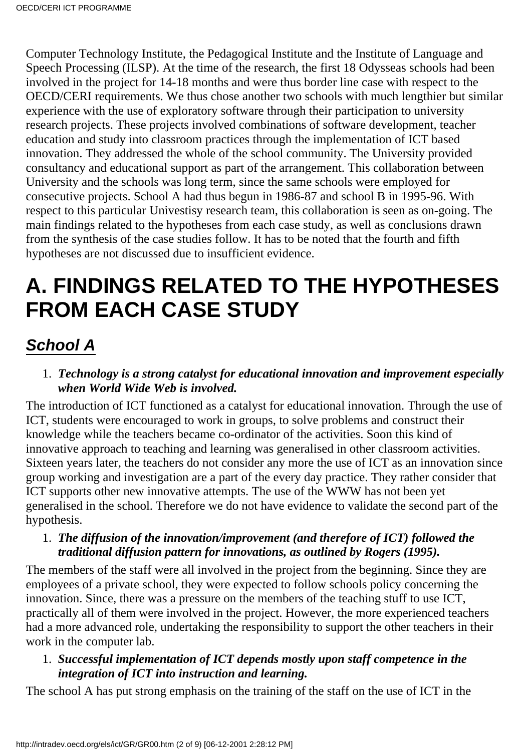Computer Technology Institute, the Pedagogical Institute and the Institute of Language and Speech Processing (ILSP). At the time of the research, the first 18 Odysseas schools had been involved in the project for 14-18 months and were thus border line case with respect to the OECD/CERI requirements. We thus chose another two schools with much lengthier but similar experience with the use of exploratory software through their participation to university research projects. These projects involved combinations of software development, teacher education and study into classroom practices through the implementation of ICT based innovation. They addressed the whole of the school community. The University provided consultancy and educational support as part of the arrangement. This collaboration between University and the schools was long term, since the same schools were employed for consecutive projects. School A had thus begun in 1986-87 and school B in 1995-96. With respect to this particular Univestisy research team, this collaboration is seen as on-going. The main findings related to the hypotheses from each case study, as well as conclusions drawn from the synthesis of the case studies follow. It has to be noted that the fourth and fifth hypotheses are not discussed due to insufficient evidence.

# A. FINDINGS RELATED TO THE HYPOTHESES FROM EACH CASE STUDY

## *School A*

1. ***Technology is a strong catalyst for educational innovation and improvement especially when World Wide Web is involved.***

The introduction of ICT functioned as a catalyst for educational innovation. Through the use of ICT, students were encouraged to work in groups, to solve problems and construct their knowledge while the teachers became co-ordinator of the activities. Soon this kind of innovative approach to teaching and learning was generalised in other classroom activities. Sixteen years later, the teachers do not consider any more the use of ICT as an innovation since group working and investigation are a part of the every day practice. They rather consider that ICT supports other new innovative attempts. The use of the WWW has not been yet generalised in the school. Therefore we do not have evidence to validate the second part of the hypothesis.

1. ***The diffusion of the innovation/improvement (and therefore of ICT) followed the traditional diffusion pattern for innovations, as outlined by Rogers (1995).***

The members of the staff were all involved in the project from the beginning. Since they are employees of a private school, they were expected to follow schools policy concerning the innovation. Since, there was a pressure on the members of the teaching stuff to use ICT, practically all of them were involved in the project. However, the more experienced teachers had a more advanced role, undertaking the responsibility to support the other teachers in their work in the computer lab.

1. ***Successful implementation of ICT depends mostly upon staff competence in the integration of ICT into instruction and learning.***

The school A has put strong emphasis on the training of the staff on the use of ICT in the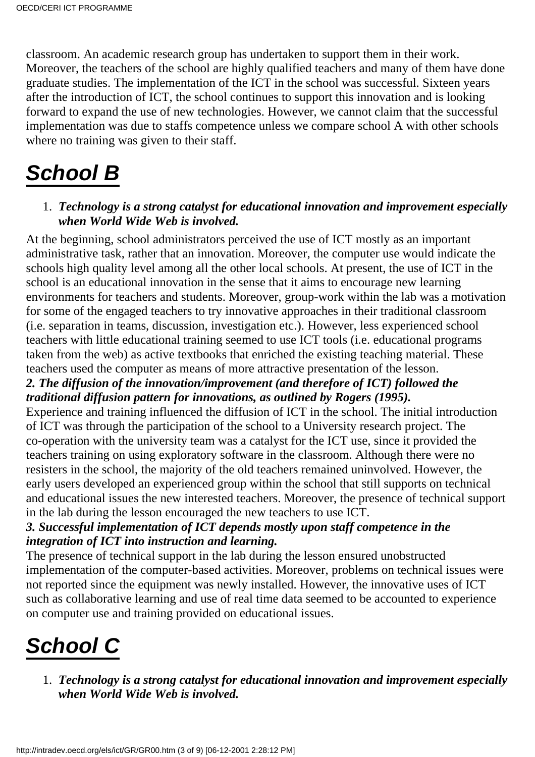classroom. An academic research group has undertaken to support them in their work. Moreover, the teachers of the school are highly qualified teachers and many of them have done graduate studies. The implementation of the ICT in the school was successful. Sixteen years after the introduction of ICT, the school continues to support this innovation and is looking forward to expand the use of new technologies. However, we cannot claim that the successful implementation was due to staffs competence unless we compare school A with other schools where no training was given to their staff.

## School B

1. ***Technology is a strong catalyst for educational innovation and improvement especially when World Wide Web is involved.***

At the beginning, school administrators perceived the use of ICT mostly as an important administrative task, rather that an innovation. Moreover, the computer use would indicate the schools high quality level among all the other local schools. At present, the use of ICT in the school is an educational innovation in the sense that it aims to encourage new learning environments for teachers and students. Moreover, group-work within the lab was a motivation for some of the engaged teachers to try innovative approaches in their traditional classroom (i.e. separation in teams, discussion, investigation etc.). However, less experienced school teachers with little educational training seemed to use ICT tools (i.e. educational programs taken from the web) as active textbooks that enriched the existing teaching material. These teachers used the computer as means of more attractive presentation of the lesson.

***2. The diffusion of the innovation/improvement (and therefore of ICT) followed the traditional diffusion pattern for innovations, as outlined by Rogers (1995).***

Experience and training influenced the diffusion of ICT in the school. The initial introduction of ICT was through the participation of the school to a University research project. The co-operation with the university team was a catalyst for the ICT use, since it provided the teachers training on using exploratory software in the classroom. Although there were no resisters in the school, the majority of the old teachers remained uninvolved. However, the early users developed an experienced group within the school that still supports on technical and educational issues the new interested teachers. Moreover, the presence of technical support in the lab during the lesson encouraged the new teachers to use ICT.

***3. Successful implementation of ICT depends mostly upon staff competence in the integration of ICT into instruction and learning.***

The presence of technical support in the lab during the lesson ensured unobstructed implementation of the computer-based activities. Moreover, problems on technical issues were not reported since the equipment was newly installed. However, the innovative uses of ICT such as collaborative learning and use of real time data seemed to be accounted to experience on computer use and training provided on educational issues.

## School C

1. ***Technology is a strong catalyst for educational innovation and improvement especially when World Wide Web is involved.***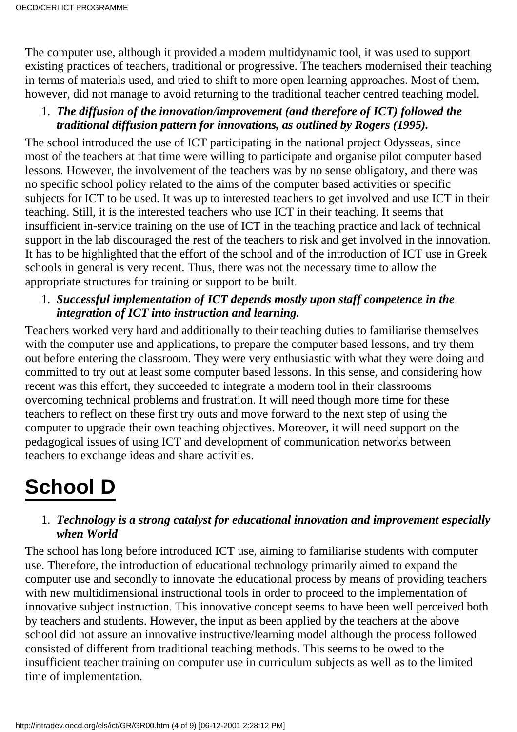The computer use, although it provided a modern multidynamic tool, it was used to support existing practices of teachers, traditional or progressive. The teachers modernised their teaching in terms of materials used, and tried to shift to more open learning approaches. Most of them, however, did not manage to avoid returning to the traditional teacher centred teaching model.

1. ***The diffusion of the innovation/improvement (and therefore of ICT) followed the traditional diffusion pattern for innovations, as outlined by Rogers (1995).***

The school introduced the use of ICT participating in the national project Odysseas, since most of the teachers at that time were willing to participate and organise pilot computer based lessons. However, the involvement of the teachers was by no sense obligatory, and there was no specific school policy related to the aims of the computer based activities or specific subjects for ICT to be used. It was up to interested teachers to get involved and use ICT in their teaching. Still, it is the interested teachers who use ICT in their teaching. It seems that insufficient in-service training on the use of ICT in the teaching practice and lack of technical support in the lab discouraged the rest of the teachers to risk and get involved in the innovation. It has to be highlighted that the effort of the school and of the introduction of ICT use in Greek schools in general is very recent. Thus, there was not the necessary time to allow the appropriate structures for training or support to be built.

1. ***Successful implementation of ICT depends mostly upon staff competence in the integration of ICT into instruction and learning.***

Teachers worked very hard and additionally to their teaching duties to familiarise themselves with the computer use and applications, to prepare the computer based lessons, and try them out before entering the classroom. They were very enthusiastic with what they were doing and committed to try out at least some computer based lessons. In this sense, and considering how recent was this effort, they succeeded to integrate a modern tool in their classrooms overcoming technical problems and frustration. It will need though more time for these teachers to reflect on these first try outs and move forward to the next step of using the computer to upgrade their own teaching objectives. Moreover, it will need support on the pedagogical issues of using ICT and development of communication networks between teachers to exchange ideas and share activities.

# School D

1. ***Technology is a strong catalyst for educational innovation and improvement especially when World***

The school has long before introduced ICT use, aiming to familiarise students with computer use. Therefore, the introduction of educational technology primarily aimed to expand the computer use and secondly to innovate the educational process by means of providing teachers with new multidimensional instructional tools in order to proceed to the implementation of innovative subject instruction. This innovative concept seems to have been well perceived both by teachers and students. However, the input as been applied by the teachers at the above school did not assure an innovative instructive/learning model although the process followed consisted of different from traditional teaching methods. This seems to be owed to the insufficient teacher training on computer use in curriculum subjects as well as to the limited time of implementation.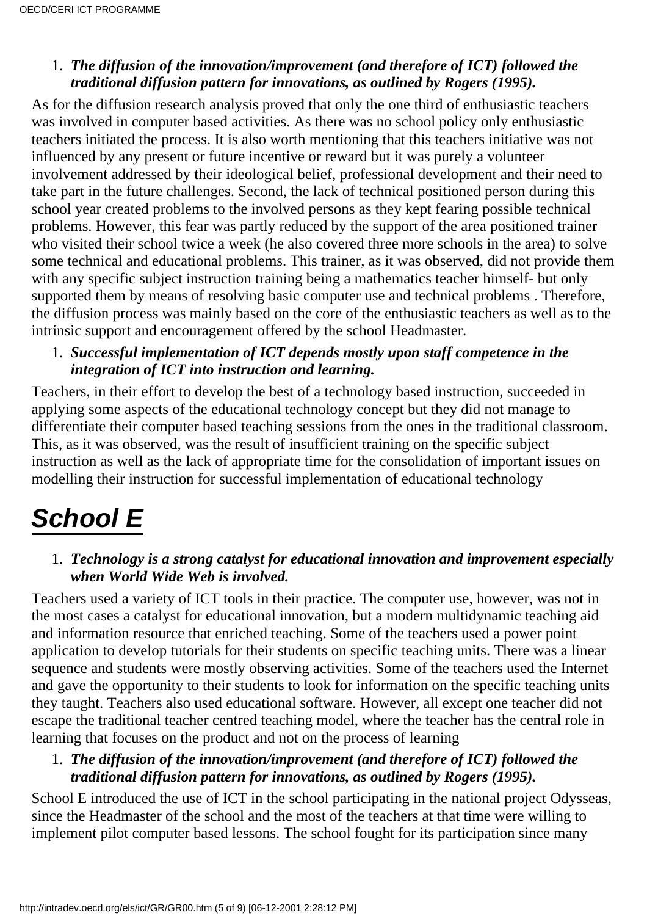1. ***The diffusion of the innovation/improvement (and therefore of ICT) followed the traditional diffusion pattern for innovations, as outlined by Rogers (1995).***

As for the diffusion research analysis proved that only the one third of enthusiastic teachers was involved in computer based activities. As there was no school policy only enthusiastic teachers initiated the process. It is also worth mentioning that this teachers initiative was not influenced by any present or future incentive or reward but it was purely a volunteer involvement addressed by their ideological belief, professional development and their need to take part in the future challenges. Second, the lack of technical positioned person during this school year created problems to the involved persons as they kept fearing possible technical problems. However, this fear was partly reduced by the support of the area positioned trainer who visited their school twice a week (he also covered three more schools in the area) to solve some technical and educational problems. This trainer, as it was observed, did not provide them with any specific subject instruction training being a mathematics teacher himself- but only supported them by means of resolving basic computer use and technical problems . Therefore, the diffusion process was mainly based on the core of the enthusiastic teachers as well as to the intrinsic support and encouragement offered by the school Headmaster.

1. ***Successful implementation of ICT depends mostly upon staff competence in the integration of ICT into instruction and learning.***

Teachers, in their effort to develop the best of a technology based instruction, succeeded in applying some aspects of the educational technology concept but they did not manage to differentiate their computer based teaching sessions from the ones in the traditional classroom. This, as it was observed, was the result of insufficient training on the specific subject instruction as well as the lack of appropriate time for the consolidation of important issues on modelling their instruction for successful implementation of educational technology

# School E

1. ***Technology is a strong catalyst for educational innovation and improvement especially when World Wide Web is involved.***

Teachers used a variety of ICT tools in their practice. The computer use, however, was not in the most cases a catalyst for educational innovation, but a modern multidynamic teaching aid and information resource that enriched teaching. Some of the teachers used a power point application to develop tutorials for their students on specific teaching units. There was a linear sequence and students were mostly observing activities. Some of the teachers used the Internet and gave the opportunity to their students to look for information on the specific teaching units they taught. Teachers also used educational software. However, all except one teacher did not escape the traditional teacher centred teaching model, where the teacher has the central role in learning that focuses on the product and not on the process of learning

1. ***The diffusion of the innovation/improvement (and therefore of ICT) followed the traditional diffusion pattern for innovations, as outlined by Rogers (1995).***

School E introduced the use of ICT in the school participating in the national project Odysseas, since the Headmaster of the school and the most of the teachers at that time were willing to implement pilot computer based lessons. The school fought for its participation since many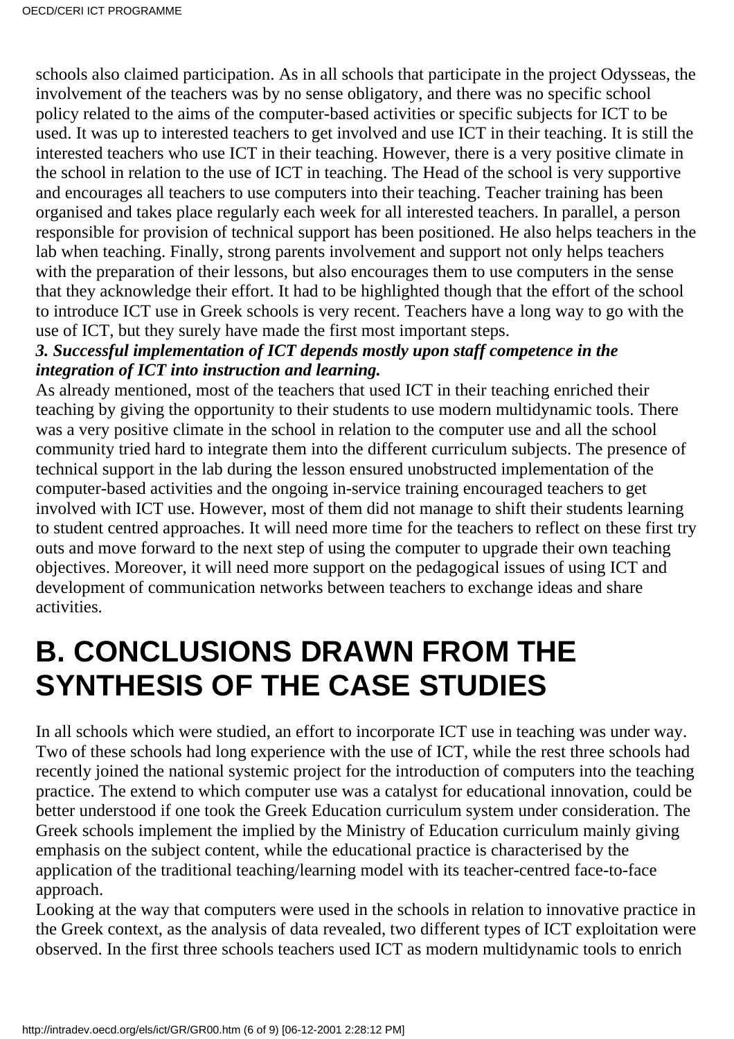schools also claimed participation. As in all schools that participate in the project Odysseas, the involvement of the teachers was by no sense obligatory, and there was no specific school policy related to the aims of the computer-based activities or specific subjects for ICT to be used. It was up to interested teachers to get involved and use ICT in their teaching. It is still the interested teachers who use ICT in their teaching. However, there is a very positive climate in the school in relation to the use of ICT in teaching. The Head of the school is very supportive and encourages all teachers to use computers into their teaching. Teacher training has been organised and takes place regularly each week for all interested teachers. In parallel, a person responsible for provision of technical support has been positioned. He also helps teachers in the lab when teaching. Finally, strong parents involvement and support not only helps teachers with the preparation of their lessons, but also encourages them to use computers in the sense that they acknowledge their effort. It had to be highlighted though that the effort of the school to introduce ICT use in Greek schools is very recent. Teachers have a long way to go with the use of ICT, but they surely have made the first most important steps.

***3. Successful implementation of ICT depends mostly upon staff competence in the integration of ICT into instruction and learning.***

As already mentioned, most of the teachers that used ICT in their teaching enriched their teaching by giving the opportunity to their students to use modern multidynamic tools. There was a very positive climate in the school in relation to the computer use and all the school community tried hard to integrate them into the different curriculum subjects. The presence of technical support in the lab during the lesson ensured unobstructed implementation of the computer-based activities and the ongoing in-service training encouraged teachers to get involved with ICT use. However, most of them did not manage to shift their students learning to student centred approaches. It will need more time for the teachers to reflect on these first try outs and move forward to the next step of using the computer to upgrade their own teaching objectives. Moreover, it will need more support on the pedagogical issues of using ICT and development of communication networks between teachers to exchange ideas and share activities.

# B. CONCLUSIONS DRAWN FROM THE SYNTHESIS OF THE CASE STUDIES

In all schools which were studied, an effort to incorporate ICT use in teaching was under way. Two of these schools had long experience with the use of ICT, while the rest three schools had recently joined the national systemic project for the introduction of computers into the teaching practice. The extend to which computer use was a catalyst for educational innovation, could be better understood if one took the Greek Education curriculum system under consideration. The Greek schools implement the implied by the Ministry of Education curriculum mainly giving emphasis on the subject content, while the educational practice is characterised by the application of the traditional teaching/learning model with its teacher-centred face-to-face approach.

Looking at the way that computers were used in the schools in relation to innovative practice in the Greek context, as the analysis of data revealed, two different types of ICT exploitation were observed. In the first three schools teachers used ICT as modern multidynamic tools to enrich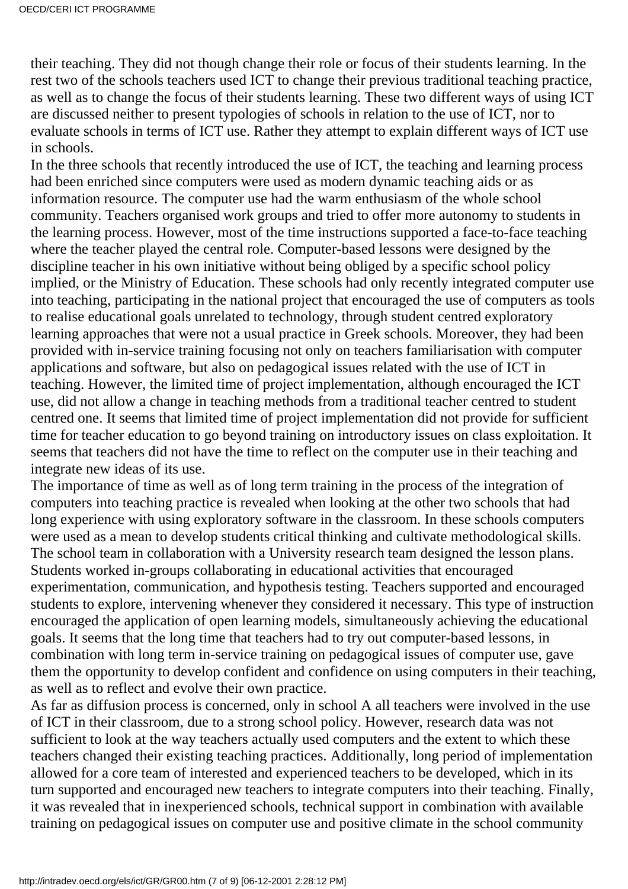their teaching. They did not though change their role or focus of their students learning. In the rest two of the schools teachers used ICT to change their previous traditional teaching practice, as well as to change the focus of their students learning. These two different ways of using ICT are discussed neither to present typologies of schools in relation to the use of ICT, nor to evaluate schools in terms of ICT use. Rather they attempt to explain different ways of ICT use in schools.

In the three schools that recently introduced the use of ICT, the teaching and learning process had been enriched since computers were used as modern dynamic teaching aids or as information resource. The computer use had the warm enthusiasm of the whole school community. Teachers organised work groups and tried to offer more autonomy to students in the learning process. However, most of the time instructions supported a face-to-face teaching where the teacher played the central role. Computer-based lessons were designed by the discipline teacher in his own initiative without being obliged by a specific school policy implied, or the Ministry of Education. These schools had only recently integrated computer use into teaching, participating in the national project that encouraged the use of computers as tools to realise educational goals unrelated to technology, through student centred exploratory learning approaches that were not a usual practice in Greek schools. Moreover, they had been provided with in-service training focusing not only on teachers familiarisation with computer applications and software, but also on pedagogical issues related with the use of ICT in teaching. However, the limited time of project implementation, although encouraged the ICT use, did not allow a change in teaching methods from a traditional teacher centred to student centred one. It seems that limited time of project implementation did not provide for sufficient time for teacher education to go beyond training on introductory issues on class exploitation. It seems that teachers did not have the time to reflect on the computer use in their teaching and integrate new ideas of its use.

The importance of time as well as of long term training in the process of the integration of computers into teaching practice is revealed when looking at the other two schools that had long experience with using exploratory software in the classroom. In these schools computers were used as a mean to develop students critical thinking and cultivate methodological skills. The school team in collaboration with a University research team designed the lesson plans. Students worked in-groups collaborating in educational activities that encouraged experimentation, communication, and hypothesis testing. Teachers supported and encouraged students to explore, intervening whenever they considered it necessary. This type of instruction encouraged the application of open learning models, simultaneously achieving the educational goals. It seems that the long time that teachers had to try out computer-based lessons, in combination with long term in-service training on pedagogical issues of computer use, gave them the opportunity to develop confident and confidence on using computers in their teaching, as well as to reflect and evolve their own practice.

As far as diffusion process is concerned, only in school A all teachers were involved in the use of ICT in their classroom, due to a strong school policy. However, research data was not sufficient to look at the way teachers actually used computers and the extent to which these teachers changed their existing teaching practices. Additionally, long period of implementation allowed for a core team of interested and experienced teachers to be developed, which in its turn supported and encouraged new teachers to integrate computers into their teaching. Finally, it was revealed that in inexperienced schools, technical support in combination with available training on pedagogical issues on computer use and positive climate in the school community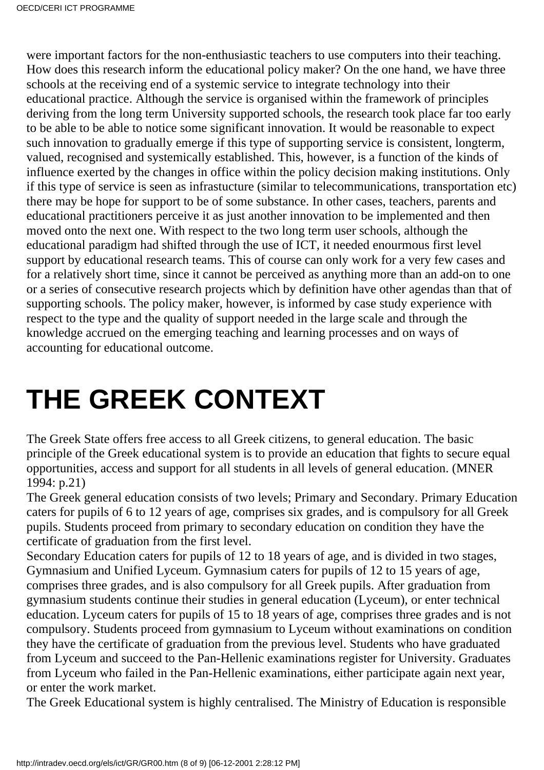were important factors for the non-enthusiastic teachers to use computers into their teaching. How does this research inform the educational policy maker? On the one hand, we have three schools at the receiving end of a systemic service to integrate technology into their educational practice. Although the service is organised within the framework of principles deriving from the long term University supported schools, the research took place far too early to be able to be able to notice some significant innovation. It would be reasonable to expect such innovation to gradually emerge if this type of supporting service is consistent, longterm, valued, recognised and systemically established. This, however, is a function of the kinds of influence exerted by the changes in office within the policy decision making institutions. Only if this type of service is seen as infrastucture (similar to telecommunications, transportation etc) there may be hope for support to be of some substance. In other cases, teachers, parents and educational practitioners perceive it as just another innovation to be implemented and then moved onto the next one. With respect to the two long term user schools, although the educational paradigm had shifted through the use of ICT, it needed enourmous first level support by educational research teams. This of course can only work for a very few cases and for a relatively short time, since it cannot be perceived as anything more than an add-on to one or a series of consecutive research projects which by definition have other agendas than that of supporting schools. The policy maker, however, is informed by case study experience with respect to the type and the quality of support needed in the large scale and through the knowledge accrued on the emerging teaching and learning processes and on ways of accounting for educational outcome.

# THE GREEK CONTEXT

The Greek State offers free access to all Greek citizens, to general education. The basic principle of the Greek educational system is to provide an education that fights to secure equal opportunities, access and support for all students in all levels of general education. (MNER 1994: p.21)

The Greek general education consists of two levels; Primary and Secondary. Primary Education caters for pupils of 6 to 12 years of age, comprises six grades, and is compulsory for all Greek pupils. Students proceed from primary to secondary education on condition they have the certificate of graduation from the first level.

Secondary Education caters for pupils of 12 to 18 years of age, and is divided in two stages, Gymnasium and Unified Lyceum. Gymnasium caters for pupils of 12 to 15 years of age, comprises three grades, and is also compulsory for all Greek pupils. After graduation from gymnasium students continue their studies in general education (Lyceum), or enter technical education. Lyceum caters for pupils of 15 to 18 years of age, comprises three grades and is not compulsory. Students proceed from gymnasium to Lyceum without examinations on condition they have the certificate of graduation from the previous level. Students who have graduated from Lyceum and succeed to the Pan-Hellenic examinations register for University. Graduates from Lyceum who failed in the Pan-Hellenic examinations, either participate again next year, or enter the work market.

The Greek Educational system is highly centralised. The Ministry of Education is responsible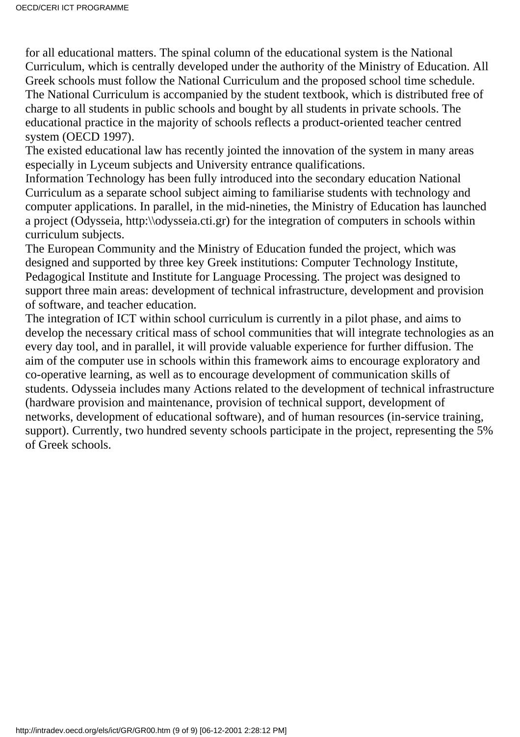for all educational matters. The spinal column of the educational system is the National Curriculum, which is centrally developed under the authority of the Ministry of Education. All Greek schools must follow the National Curriculum and the proposed school time schedule. The National Curriculum is accompanied by the student textbook, which is distributed free of charge to all students in public schools and bought by all students in private schools. The educational practice in the majority of schools reflects a product-oriented teacher centred system (OECD 1997).

The existed educational law has recently jointed the innovation of the system in many areas especially in Lyceum subjects and University entrance qualifications.

Information Technology has been fully introduced into the secondary education National Curriculum as a separate school subject aiming to familiarise students with technology and computer applications. In parallel, in the mid-nineties, the Ministry of Education has launched a project (Odysseia, http:\\odysseia.cti.gr) for the integration of computers in schools within curriculum subjects.

The European Community and the Ministry of Education funded the project, which was designed and supported by three key Greek institutions: Computer Technology Institute, Pedagogical Institute and Institute for Language Processing. The project was designed to support three main areas: development of technical infrastructure, development and provision of software, and teacher education.

The integration of ICT within school curriculum is currently in a pilot phase, and aims to develop the necessary critical mass of school communities that will integrate technologies as an every day tool, and in parallel, it will provide valuable experience for further diffusion. The aim of the computer use in schools within this framework aims to encourage exploratory and co-operative learning, as well as to encourage development of communication skills of students. Odysseia includes many Actions related to the development of technical infrastructure (hardware provision and maintenance, provision of technical support, development of networks, development of educational software), and of human resources (in-service training, support). Currently, two hundred seventy schools participate in the project, representing the 5% of Greek schools.